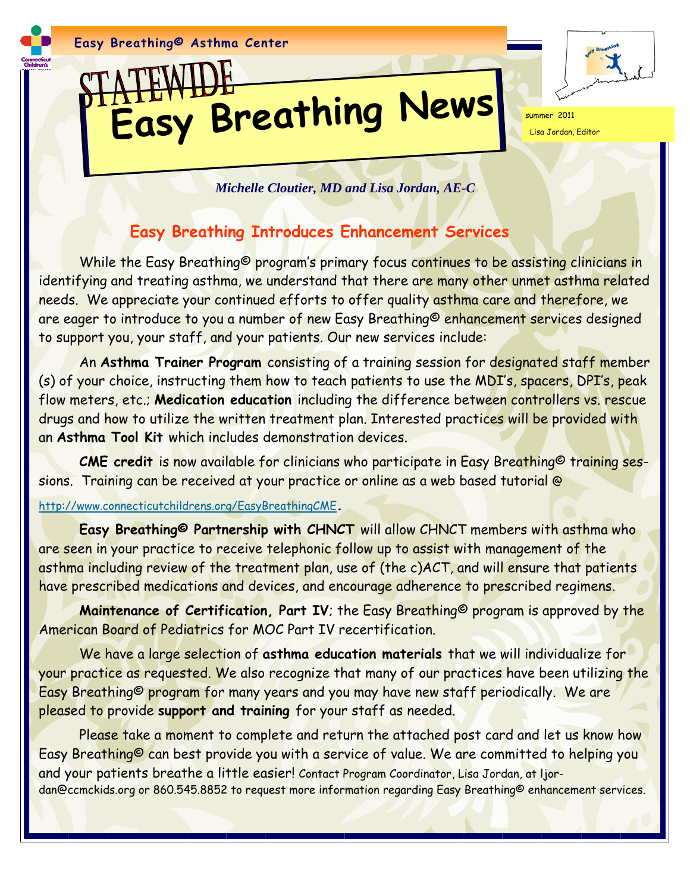Easy Breathing© Asthma Center

# STATEWIDE Easy Breathing News

summer 2011

Lisa Jordan, Editor

*Michelle Cloutier, MD and Lisa Jordan, AE-C*

## Easy Breathing Introduces Enhancement Services

While the Easy Breathing© program's primary focus continues to be assisting clinicians in identifying and treating asthma, we understand that there are many other unmet asthma related needs. We appreciate your continued efforts to offer quality asthma care and therefore, we are eager to introduce to you a number of new Easy Breathing© enhancement services designed to support you, your staff, and your patients. Our new services include:

An **Asthma Trainer Program** consisting of a training session for designated staff member (s) of your choice, instructing them how to teach patients to use the MDI's, spacers, DPI's, peak flow meters, etc.; **Medication education** including the difference between controllers vs. rescue drugs and how to utilize the written treatment plan. Interested practices will be provided with an **Asthma Tool Kit** which includes demonstration devices.

**CME credit** is now available for clinicians who participate in Easy Breathing© training sessions. Training can be received at your practice or online as a web based tutorial @ http://www.connecticutchildrens.org/EasyBreathingCME.

**Easy Breathing© Partnership with CHNCT** will allow CHNCT members with asthma who are seen in your practice to receive telephonic follow up to assist with management of the asthma including review of the treatment plan, use of (the c)ACT, and will ensure that patients have prescribed medications and devices, and encourage adherence to prescribed regimens.

**Maintenance of Certification, Part IV**; the Easy Breathing© program is approved by the American Board of Pediatrics for MOC Part IV recertification.

We have a large selection of **asthma education materials** that we will individualize for your practice as requested. We also recognize that many of our practices have been utilizing the Easy Breathing© program for many years and you may have new staff periodically. We are pleased to provide **support and training** for your staff as needed.

Please take a moment to complete and return the attached post card and let us know how Easy Breathing© can best provide you with a service of value. We are committed to helping you and your patients breathe a little easier! Contact Program Coordinator, Lisa Jordan, at ljordan@ccmckids.org or 860.545.8852 to request more information regarding Easy Breathing© enhancement services.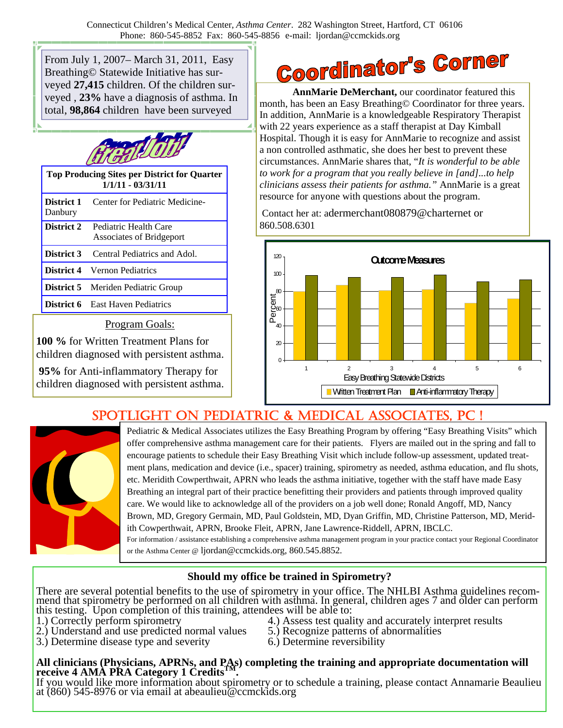Connecticut Children's Medical Center, *Asthma Center*. 282 Washington Street, Hartford, CT 06106
Phone: 860-545-8852 Fax: 860-545-8856 e-mail: ljordan@ccmckids.org

From July 1, 2007– March 31, 2011, Easy Breathing© Statewide Initiative has surveyed **27,415** children. Of the children surveyed , **23%** have a diagnosis of asthma. In total, **98,864** children have been surveyed

Great Job!

| **Top Producing Sites per District for Quarter 1/1/11 - 03/31/11** | |
|---|---|
| **District 1** | Center for Pediatric Medicine-Danbury |
| **District 2** | Pediatric Health Care Associates of Bridgeport |
| **District 3** | Central Pediatrics and Adol. |
| **District 4** | Vernon Pediatrics |
| **District 5** | Meriden Pediatric Group |
| **District 6** | East Haven Pediatrics |

Program Goals:

**100 %** for Written Treatment Plans for children diagnosed with persistent asthma.

**95%** for Anti-inflammatory Therapy for children diagnosed with persistent asthma.

# Coordinator's Corner

**AnnMarie DeMerchant,** our coordinator featured this month, has been an Easy Breathing© Coordinator for three years. In addition, AnnMarie is a knowledgeable Respiratory Therapist with 22 years experience as a staff therapist at Day Kimball Hospital. Though it is easy for AnnMarie to recognize and assist a non controlled asthmatic, she does her best to prevent these circumstances. AnnMarie shares that, "*It is wonderful to be able to work for a program that you really believe in [and]...to help clinicians assess their patients for asthma.*" AnnMarie is a great resource for anyone with questions about the program.

Contact her at: adermerchant080879@charternet or 860.508.6301

Outcome Measures

Percent

120
100
80
60
40
20
0

1 2 3 4 5 6

Easy Breathing Statewide Districts

Written Treatment Plan
Anti-inflammatory Therapy

## SPOTLIGHT ON PEDIATRIC & MEDICAL ASSOCIATES, PC !

Pediatric & Medical Associates utilizes the Easy Breathing Program by offering "Easy Breathing Visits" which offer comprehensive asthma management care for their patients. Flyers are mailed out in the spring and fall to encourage patients to schedule their Easy Breathing Visit which include follow-up assessment, updated treatment plans, medication and device (i.e., spacer) training, spirometry as needed, asthma education, and flu shots, etc. Meridith Cowperthwait, APRN who leads the asthma initiative, together with the staff have made Easy Breathing an integral part of their practice benefitting their providers and patients through improved quality care. We would like to acknowledge all of the providers on a job well done; Ronald Angoff, MD, Nancy Brown, MD, Gregory Germain, MD, Paul Goldstein, MD, Dyan Griffin, MD, Christine Patterson, MD, Meridith Cowperthwait, APRN, Brooke Fleit, APRN, Jane Lawrence-Riddell, APRN, IBCLC.

For information / assistance establishing a comprehensive asthma management program in your practice contact your Regional Coordinator or the Asthma Center @ ljordan@ccmckids.org, 860.545.8852.

### Should my office be trained in Spirometry?

There are several potential benefits to the use of spirometry in your office. The NHLBI Asthma guidelines recommend that spirometry be performed on all children with asthma. In general, children ages 7 and older can perform this testing. Upon completion of this training, attendees will be able to:

1.) Correctly perform spirometry
2.) Understand and use predicted normal values
3.) Determine disease type and severity
4.) Assess test quality and accurately interpret results
5.) Recognize patterns of abnormalities
6.) Determine reversibility

**All clinicians (Physicians, APRNs, and PAs) completing the training and appropriate documentation will receive 4 AMA PRA Category 1 Credits™.**

If you would like more information about spirometry or to schedule a training, please contact Annamarie Beaulieu at (860) 545-8976 or via email at abeaulieu@ccmckids.org